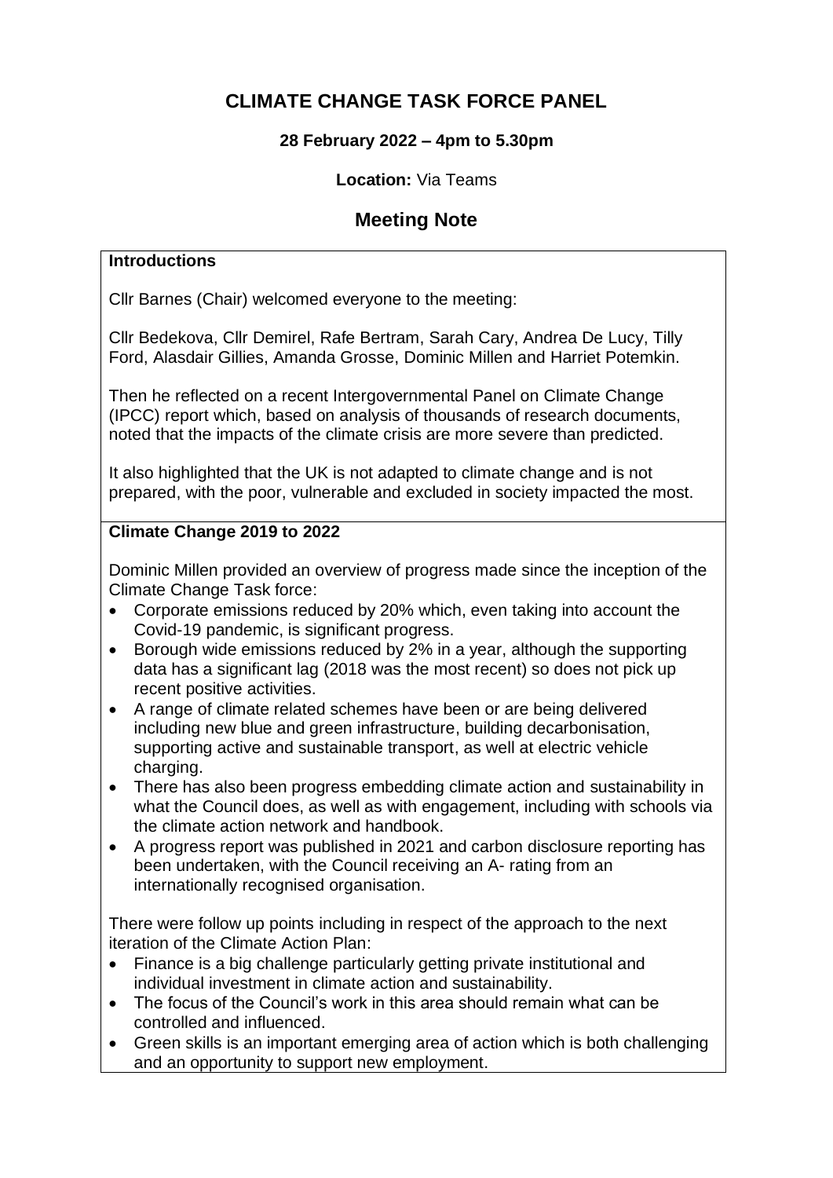# CLIMATE CHANGE TASK FORCE PANEL

**28 February 2022 – 4pm to 5.30pm**

**Location:** Via Teams

## Meeting Note

### Introductions

Cllr Barnes (Chair) welcomed everyone to the meeting:

Cllr Bedekova, Cllr Demirel, Rafe Bertram, Sarah Cary, Andrea De Lucy, Tilly Ford, Alasdair Gillies, Amanda Grosse, Dominic Millen and Harriet Potemkin.

Then he reflected on a recent Intergovernmental Panel on Climate Change (IPCC) report which, based on analysis of thousands of research documents, noted that the impacts of the climate crisis are more severe than predicted.

It also highlighted that the UK is not adapted to climate change and is not prepared, with the poor, vulnerable and excluded in society impacted the most.

### Climate Change 2019 to 2022

Dominic Millen provided an overview of progress made since the inception of the Climate Change Task force:

- Corporate emissions reduced by 20% which, even taking into account the Covid-19 pandemic, is significant progress.
- Borough wide emissions reduced by 2% in a year, although the supporting data has a significant lag (2018 was the most recent) so does not pick up recent positive activities.
- A range of climate related schemes have been or are being delivered including new blue and green infrastructure, building decarbonisation, supporting active and sustainable transport, as well at electric vehicle charging.
- There has also been progress embedding climate action and sustainability in what the Council does, as well as with engagement, including with schools via the climate action network and handbook.
- A progress report was published in 2021 and carbon disclosure reporting has been undertaken, with the Council receiving an A- rating from an internationally recognised organisation.

There were follow up points including in respect of the approach to the next iteration of the Climate Action Plan:

- Finance is a big challenge particularly getting private institutional and individual investment in climate action and sustainability.
- The focus of the Council's work in this area should remain what can be controlled and influenced.
- Green skills is an important emerging area of action which is both challenging and an opportunity to support new employment.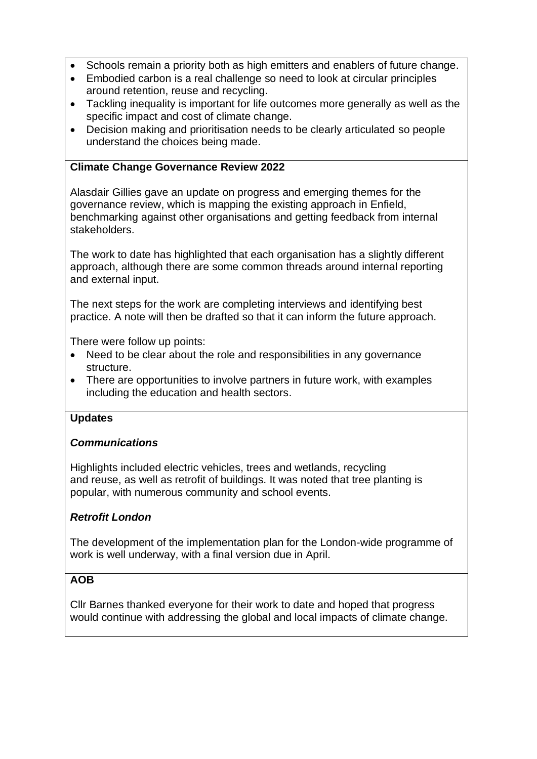- Schools remain a priority both as high emitters and enablers of future change.
- Embodied carbon is a real challenge so need to look at circular principles around retention, reuse and recycling.
- Tackling inequality is important for life outcomes more generally as well as the specific impact and cost of climate change.
- Decision making and prioritisation needs to be clearly articulated so people understand the choices being made.

**Climate Change Governance Review 2022**

Alasdair Gillies gave an update on progress and emerging themes for the governance review, which is mapping the existing approach in Enfield, benchmarking against other organisations and getting feedback from internal stakeholders.

The work to date has highlighted that each organisation has a slightly different approach, although there are some common threads around internal reporting and external input.

The next steps for the work are completing interviews and identifying best practice. A note will then be drafted so that it can inform the future approach.

There were follow up points:

- Need to be clear about the role and responsibilities in any governance structure.
- There are opportunities to involve partners in future work, with examples including the education and health sectors.

**Updates**

***Communications***

Highlights included electric vehicles, trees and wetlands, recycling and reuse, as well as retrofit of buildings. It was noted that tree planting is popular, with numerous community and school events.

***Retrofit London***

The development of the implementation plan for the London-wide programme of work is well underway, with a final version due in April.

**AOB**

Cllr Barnes thanked everyone for their work to date and hoped that progress would continue with addressing the global and local impacts of climate change.